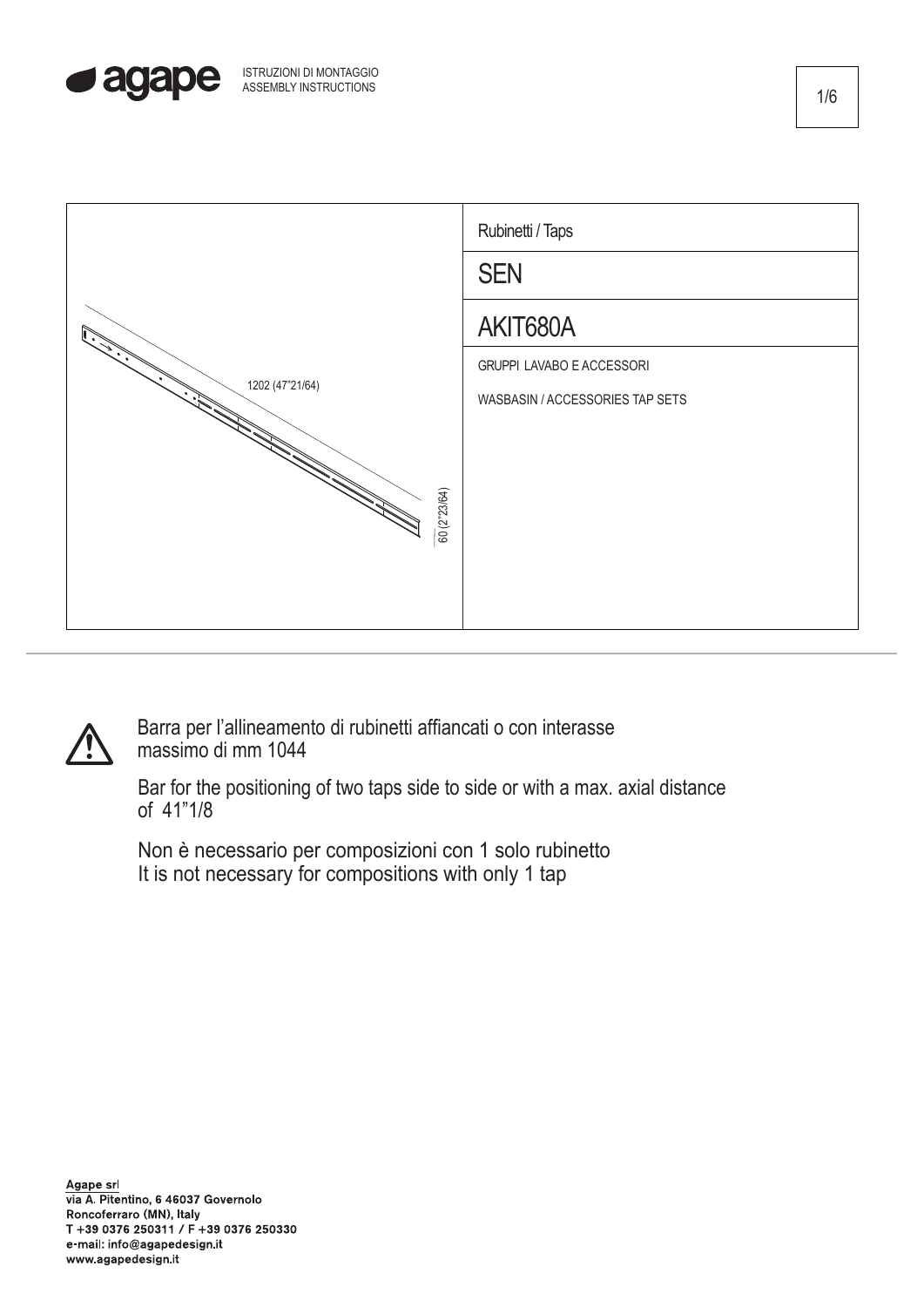ISTRUZIONI DI MONTAGGIO
ASSEMBLY INSTRUCTIONS

1202 (47"21/64)

60 (2"23/64)

Rubinetti / Taps

# SEN

## AKIT680A

GRUPPI LAVABO E ACCESSORI

WASBASIN / ACCESSORIES TAP SETS

⚠ Barra per l'allineamento di rubinetti affiancati o con interasse massimo di mm 1044

Bar for the positioning of two taps side to side or with a max. axial distance of 41"1/8

Non è necessario per composizioni con 1 solo rubinetto
It is not necessary for compositions with only 1 tap

Agape srl
via A. Pitentino, 6 46037 Governolo
Roncoferraro (MN), Italy
T +39 0376 250311 / F +39 0376 250330
e-mail: info@agapedesign.it
www.agapedesign.it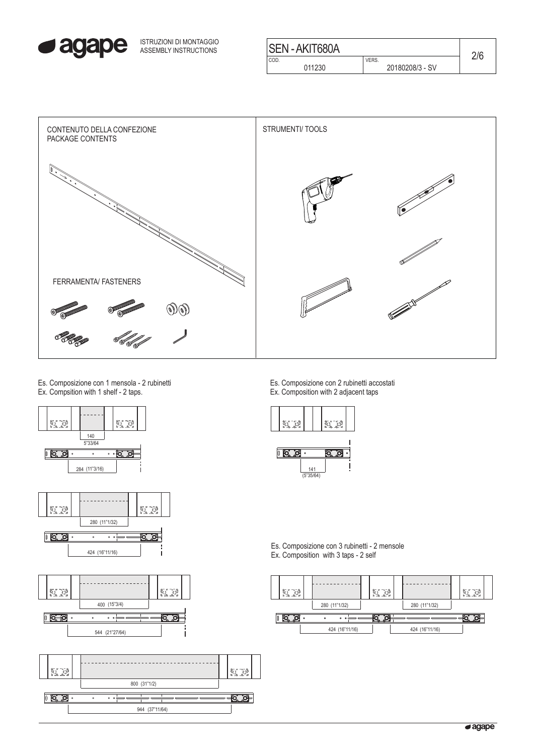ISTRUZIONI DI MONTAGGIO
ASSEMBLY INSTRUCTIONS

| SEN - AKIT680A | | |
|---|---|---|
| COD. 011230 | VERS. 20180208/3 - SV | 2/6 |

CONTENUTO DELLA CONFEZIONE
PACKAGE CONTENTS

FERRAMENTA/ FASTENERS

STRUMENTI/ TOOLS

Es. Composizione con 1 mensola - 2 rubinetti
Ex. Compsition with 1 shelf - 2 taps.

140
5"33/64

284 (11"3/16)

280 (11"1/32)

424 (16"11/16)

400 (15"3/4)

544 (21"27/64)

800 (31"1/2)

944 (37"11/64)

Es. Composizione con 2 rubinetti accostati
Ex. Composition with 2 adjacent taps

141
(5"35/64)

Es. Composizione con 3 rubinetti - 2 mensole
Ex. Composition with 3 taps - 2 self

280 (11"1/32)

280 (11"1/32)

424 (16"11/16)

424 (16"11/16)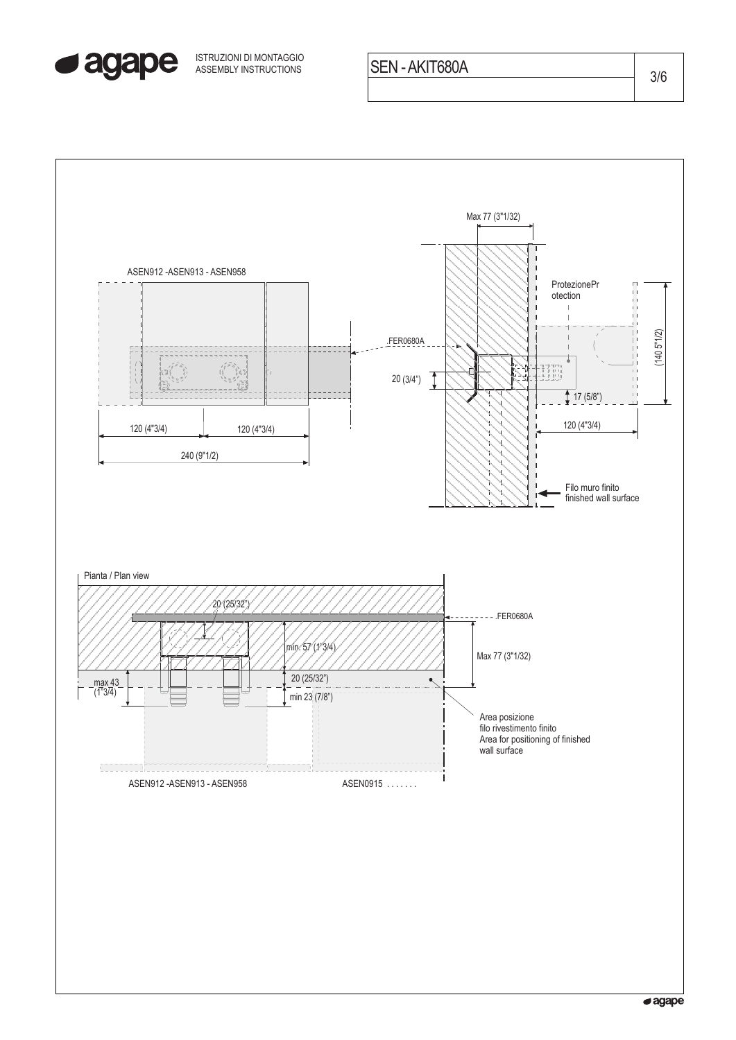ASEN912 -ASEN913 - ASEN958

120 (4"3/4)

120 (4"3/4)

240 (9"1/2)

Max 77 (3"1/32)

FER0680A

20 (3/4")

ProtezionePr
otection

(140 5"1/2)

17 (5/8")

120 (4"3/4)

Filo muro finito
finished wall surface

Pianta / Plan view

20 (25/32")

FER0680A

min. 57 (1"3/4)

Max 77 (3"1/32)

max 43
(1"3/4)

20 (25/32")

min 23 (7/8")

Area posizione
filo rivestimento finito
Area for positioning of finished
wall surface

ASEN912 -ASEN913 - ASEN958

ASEN0915 .......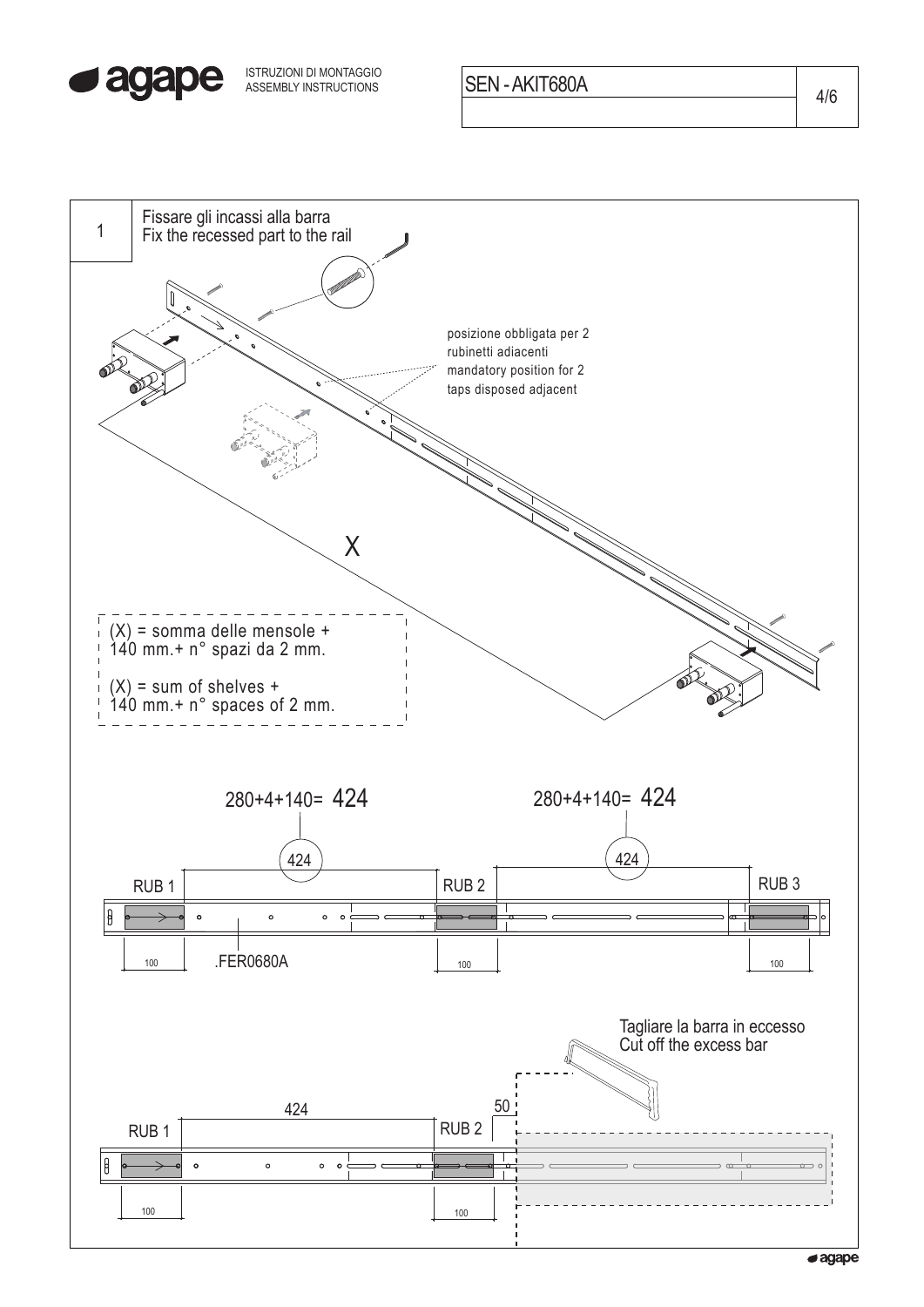ISTRUZIONI DI MONTAGGIO
ASSEMBLY INSTRUCTIONS

SEN - AKIT680A

## 1

Fissare gli incassi alla barra
Fix the recessed part to the rail

posizione obbligata per 2 rubinetti adiacenti
mandatory position for 2 taps disposed adjacent

X

(X) = somma delle mensole + 140 mm.+ n° spazi da 2 mm.

(X) = sum of shelves + 140 mm.+ n° spaces of 2 mm.

280+4+140= 424

280+4+140= 424

424

424

RUB 1

RUB 2

RUB 3

100

.FER0680A

100

100

Tagliare la barra in eccesso
Cut off the excess bar

424

50

RUB 1

RUB 2

100

100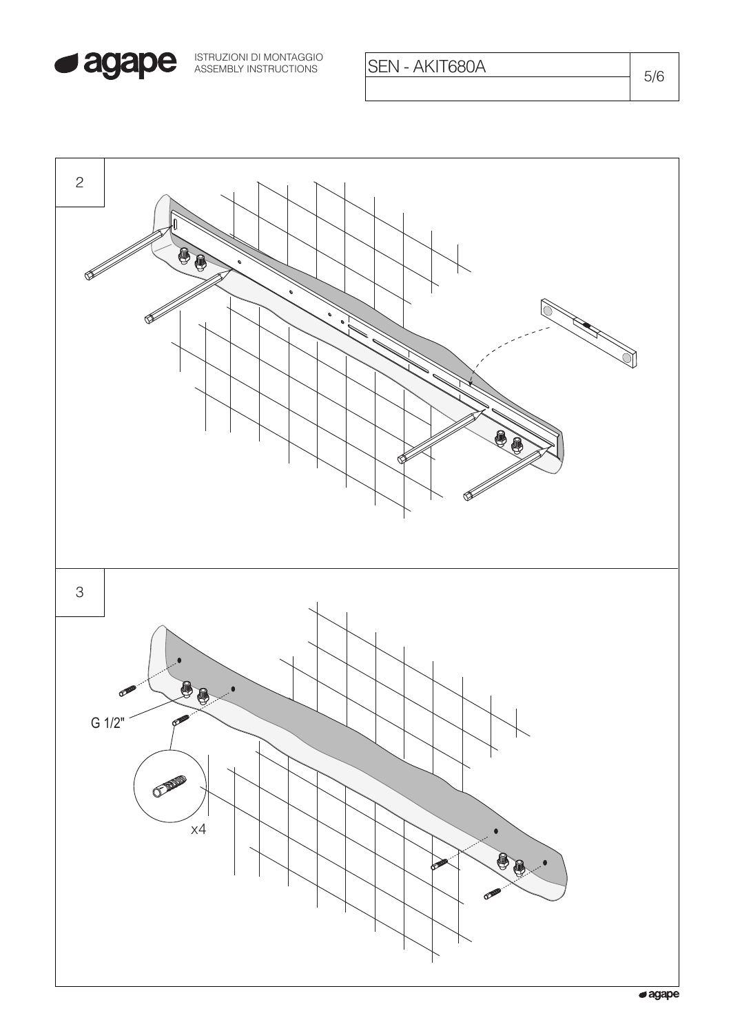2

3

G 1/2"

x4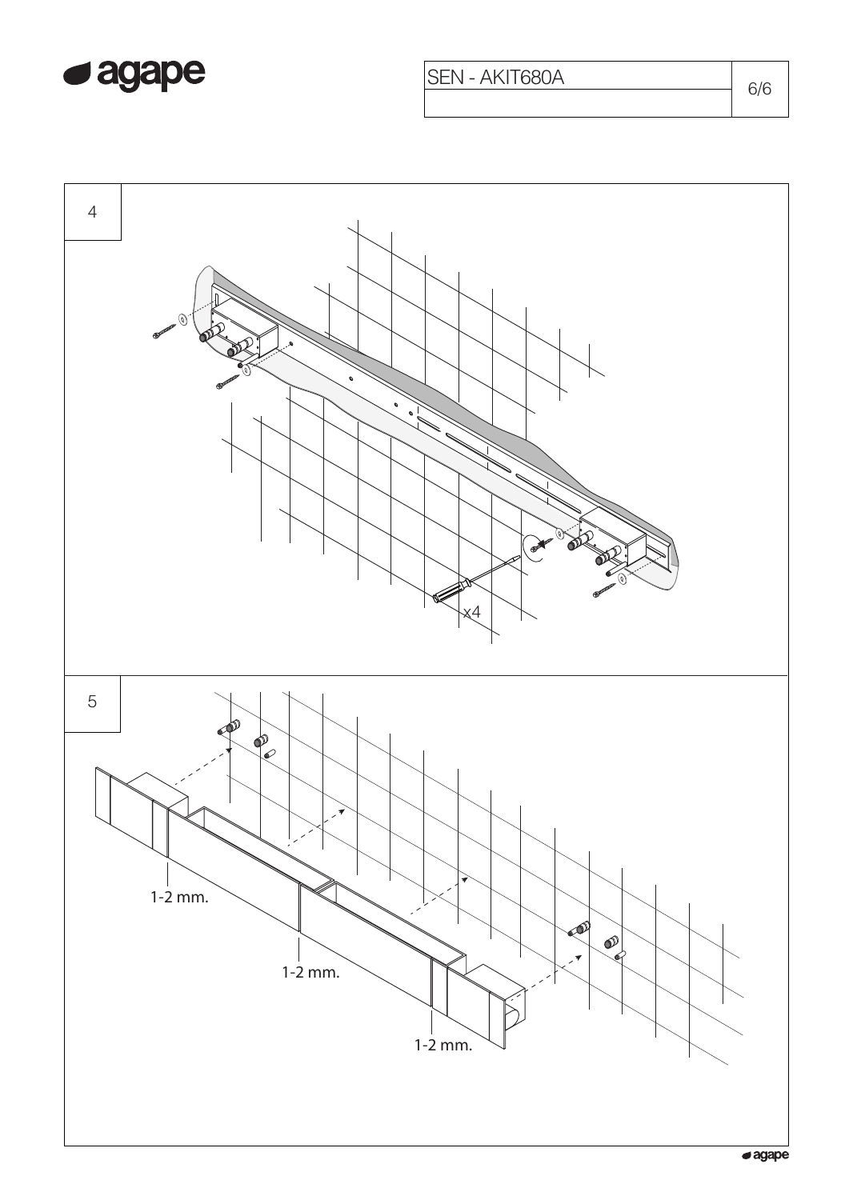4

x4

5

1-2 mm.

1-2 mm.

1-2 mm.